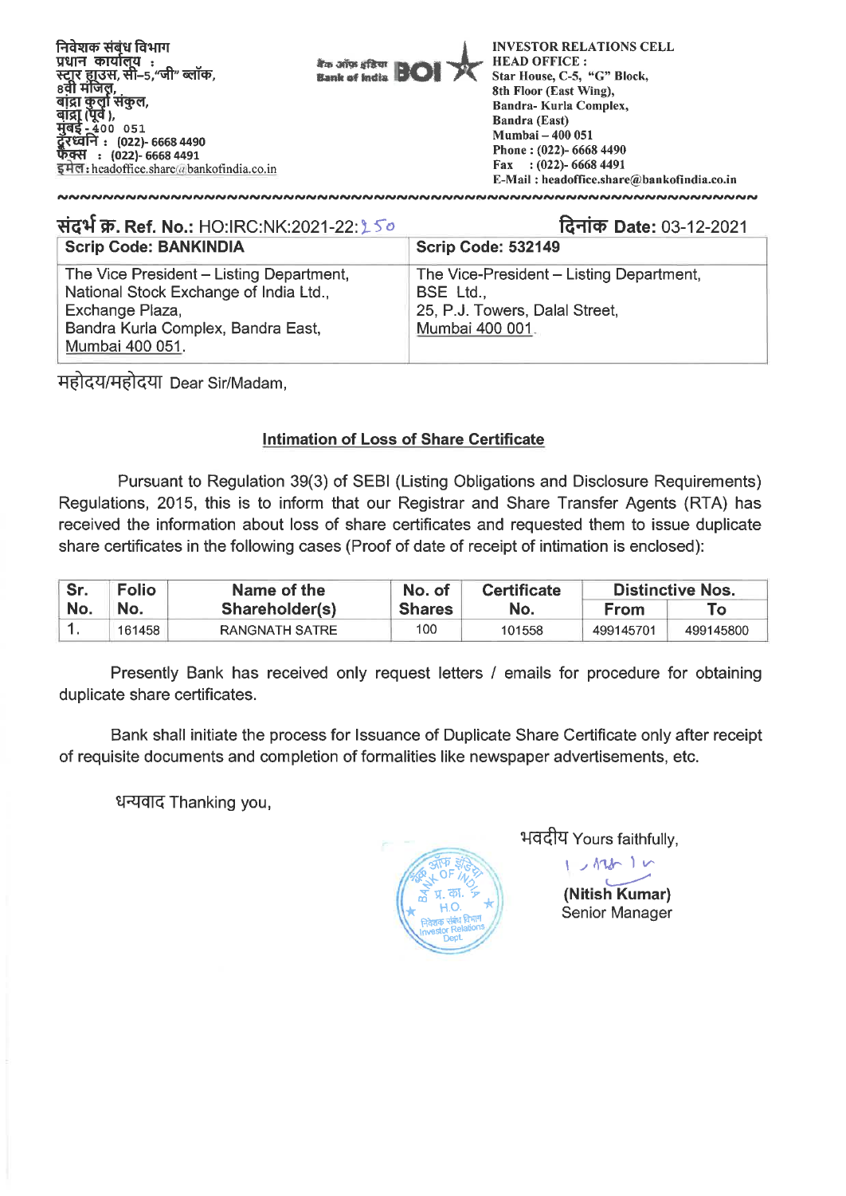निवेशक संबंध विभाग
प्रधान कार्यालय :
स्टार हाउस, सी–5,"जी" ब्लॉक,
8वी मंजिल,
बांद्रा कुर्ला संकुल,
बांद्रा (पूर्व ),
मुंबई - 400 051
दूरध्वनि : (022)- 6668 4490
फैक्स : (022)- 6668 4491
इमेल : headoffice.share@bankofindia.co.in

बैंक ऑफ इंडिया Bank of India BOI

INVESTOR RELATIONS CELL
HEAD OFFICE :
Star House, C-5, "G" Block,
8th Floor (East Wing),
Bandra- Kurla Complex,
Bandra (East)
Mumbai – 400 051
Phone : (022)- 6668 4490
Fax : (022)- 6668 4491
E-Mail : headoffice.share@bankofindia.co.in

**संदर्भ क्र. Ref. No.:** HO:IRC:NK:2021-22:150 **दिनांक Date:** 03-12-2021

| Scrip Code: BANKINDIA | Scrip Code: 532149 |
|---|---|
| The Vice President – Listing Department,<br>National Stock Exchange of India Ltd.,<br>Exchange Plaza,<br>Bandra Kurla Complex, Bandra East,<br>Mumbai 400 051. | The Vice-President – Listing Department,<br>BSE Ltd.,<br>25, P.J. Towers, Dalal Street,<br>Mumbai 400 001. |

महोदय/महोदया Dear Sir/Madam,

**Intimation of Loss of Share Certificate**

Pursuant to Regulation 39(3) of SEBI (Listing Obligations and Disclosure Requirements) Regulations, 2015, this is to inform that our Registrar and Share Transfer Agents (RTA) has received the information about loss of share certificates and requested them to issue duplicate share certificates in the following cases (Proof of date of receipt of intimation is enclosed):

| Sr. No. | Folio No. | Name of the Shareholder(s) | No. of Shares | Certificate No. | Distinctive Nos. | |
|---|---|---|---|---|---|---|
| | | | | | From | To |
| 1. | 161458 | RANGNATH SATRE | 100 | 101558 | 499145701 | 499145800 |

Presently Bank has received only request letters / emails for procedure for obtaining duplicate share certificates.

Bank shall initiate the process for Issuance of Duplicate Share Certificate only after receipt of requisite documents and completion of formalities like newspaper advertisements, etc.

धन्यवाद Thanking you,

भवदीय Yours faithfully,

**(Nitish Kumar)**
Senior Manager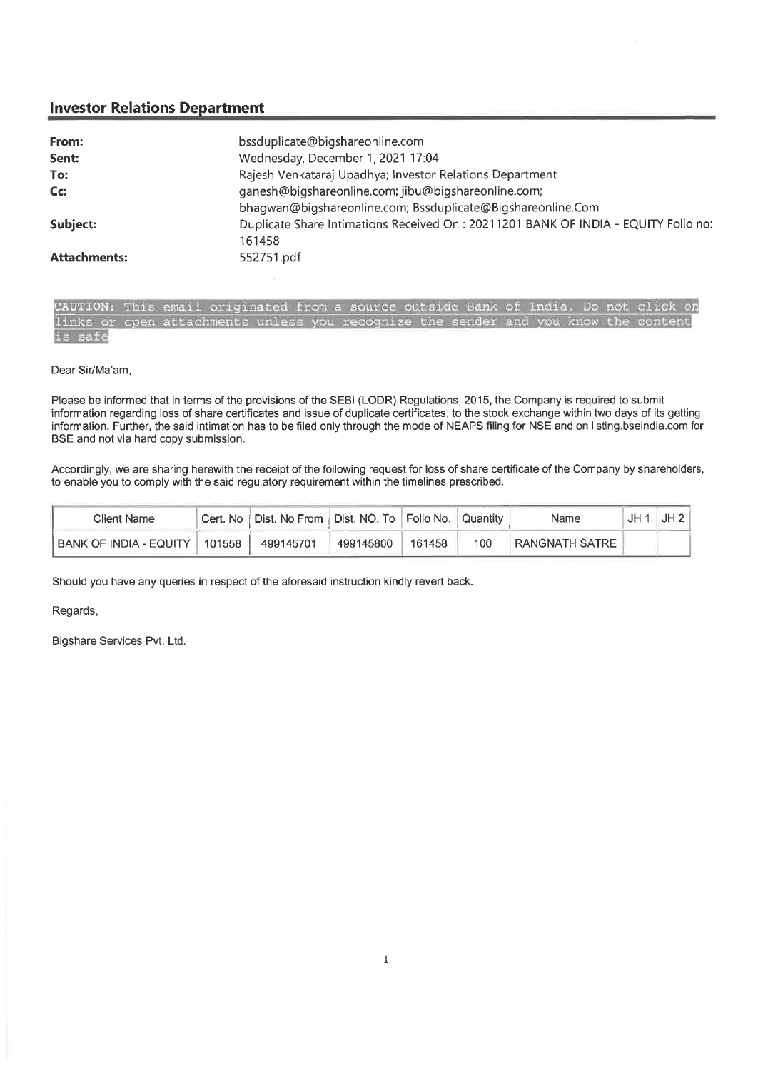## Investor Relations Department

| | |
|---|---|
| **From:** | bssduplicate@bigshareonline.com |
| **Sent:** | Wednesday, December 1, 2021 17:04 |
| **To:** | Rajesh Venkataraj Upadhya; Investor Relations Department |
| **Cc:** | ganesh@bigshareonline.com; jibu@bigshareonline.com; bhagwan@bigshareonline.com; Bssduplicate@Bigshareonline.Com |
| **Subject:** | Duplicate Share Intimations Received On : 20211201 BANK OF INDIA - EQUITY Folio no: 161458 |
| **Attachments:** | 552751.pdf |

CAUTION: This email originated from a source outside Bank of India. Do not click on links or open attachments unless you recognize the sender and you know the content is safe

Dear Sir/Ma'am,

Please be informed that in terms of the provisions of the SEBI (LODR) Regulations, 2015, the Company is required to submit information regarding loss of share certificates and issue of duplicate certificates, to the stock exchange within two days of its getting information. Further, the said intimation has to be filed only through the mode of NEAPS filing for NSE and on listing.bseindia.com for BSE and not via hard copy submission.

Accordingly, we are sharing herewith the receipt of the following request for loss of share certificate of the Company by shareholders, to enable you to comply with the said regulatory requirement within the timelines prescribed.

| Client Name | Cert. No | Dist. No From | Dist. NO. To | Folio No. | Quantity | Name | JH 1 | JH 2 |
|---|---|---|---|---|---|---|---|---|
| BANK OF INDIA - EQUITY | 101558 | 499145701 | 499145800 | 161458 | 100 | RANGNATH SATRE | | |

Should you have any queries in respect of the aforesaid instruction kindly revert back.

Regards,

Bigshare Services Pvt. Ltd.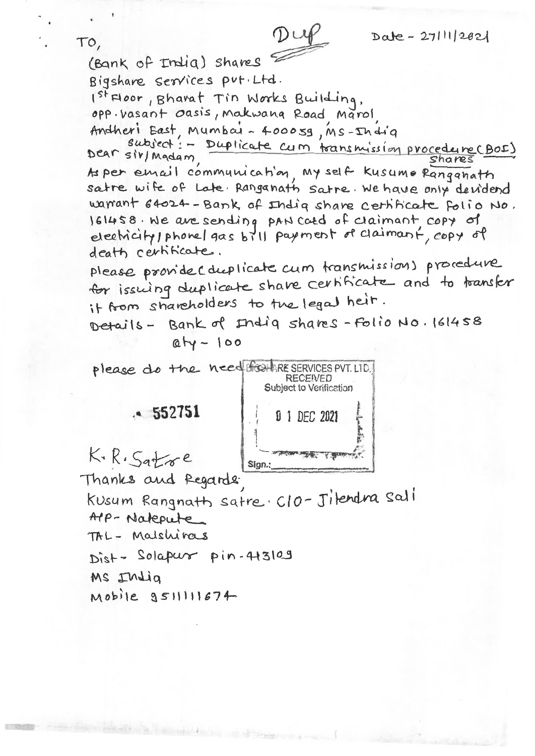Dup

Date - 27/11/2021

TO,

(Bank of India) shares

Bigshare Services pvt. Ltd.

1st Floor, Bharat Tin Works Building,

opp. Vasant Oasis, Makwana Road Marol,

Andheri East, Mumbai - 400059, MS-India

Subject :- Duplicate cum transmission procedure (BOI) shares

Dear sir/Madam,

As per email communication, My self Kusum Ranganath Satre wife of Late. Ranganath Satre. We have only devidend warrant 64024 - Bank of India share certificate Folio No. 161458. We are sending PAN card of claimant copy of electricity/phone/gas bill payment of claimant, copy of death certificate.

please provide (duplicate cum transmission) procedure for issuing duplicate share certificate and to transfer it from shareholders to the legal heir.

Details - Bank of India shares - Folio No. 161458

Qty - 100

please do the need ful

BIGSHARE SERVICES PVT. LTD.
RECEIVED
Subject to Verification
01 DEC 2021
Sign.:

552751

K. R. Satre

Thanks and Regards,

Kusum Rangnath Satre. C/O - Jitendra Sali

A/P - Natepute

TAL - Malshiras

Dist - Solapur pin - 413109

MS India

Mobile 9511111674